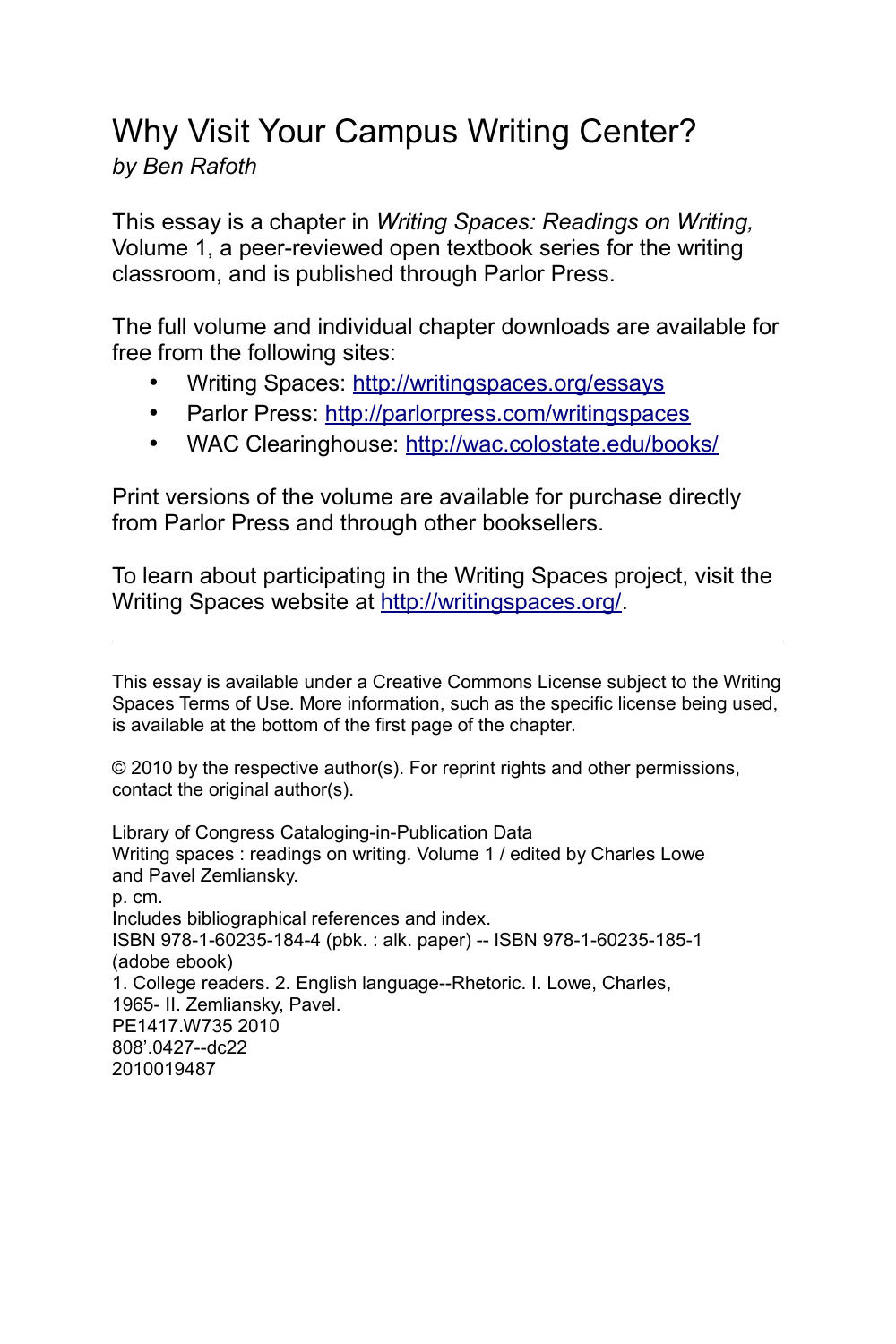# Why Visit Your Campus Writing Center?

*by Ben Rafoth*

This essay is a chapter in *Writing Spaces: Readings on Writing,* Volume 1, a peer-reviewed open textbook series for the writing classroom, and is published through Parlor Press.

The full volume and individual chapter downloads are available for free from the following sites:

- Writing Spaces: http://writingspaces.org/essays
- Parlor Press: http://parlorpress.com/writingspaces
- WAC Clearinghouse: http://wac.colostate.edu/books/

Print versions of the volume are available for purchase directly from Parlor Press and through other booksellers.

To learn about participating in the Writing Spaces project, visit the Writing Spaces website at http://writingspaces.org/.

---

This essay is available under a Creative Commons License subject to the Writing Spaces Terms of Use. More information, such as the specific license being used, is available at the bottom of the first page of the chapter.

© 2010 by the respective author(s). For reprint rights and other permissions, contact the original author(s).

Library of Congress Cataloging-in-Publication Data
Writing spaces : readings on writing. Volume 1 / edited by Charles Lowe and Pavel Zemliansky.
p. cm.
Includes bibliographical references and index.
ISBN 978-1-60235-184-4 (pbk. : alk. paper) -- ISBN 978-1-60235-185-1 (adobe ebook)
1. College readers. 2. English language--Rhetoric. I. Lowe, Charles, 1965- II. Zemliansky, Pavel.
PE1417.W735 2010
808'.0427--dc22
2010019487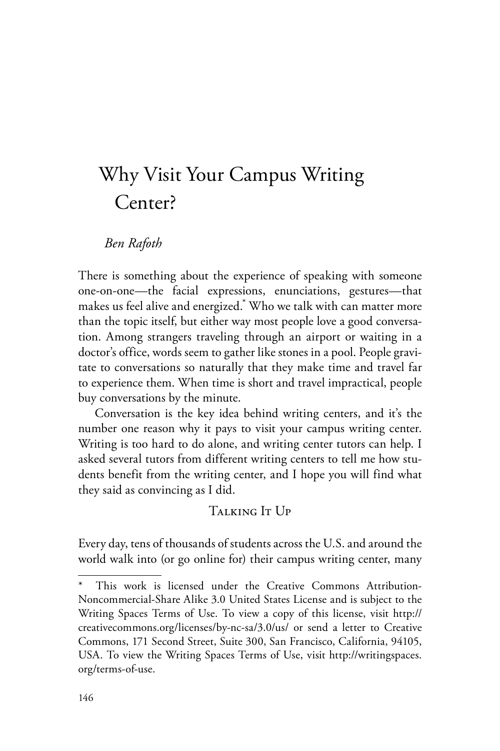# Why Visit Your Campus Writing Center?

*Ben Rafoth*

There is something about the experience of speaking with someone one-on-one—the facial expressions, enunciations, gestures—that makes us feel alive and energized.* Who we talk with can matter more than the topic itself, but either way most people love a good conversation. Among strangers traveling through an airport or waiting in a doctor's office, words seem to gather like stones in a pool. People gravitate to conversations so naturally that they make time and travel far to experience them. When time is short and travel impractical, people buy conversations by the minute.

Conversation is the key idea behind writing centers, and it's the number one reason why it pays to visit your campus writing center. Writing is too hard to do alone, and writing center tutors can help. I asked several tutors from different writing centers to tell me how students benefit from the writing center, and I hope you will find what they said as convincing as I did.

## Talking It Up

Every day, tens of thousands of students across the U.S. and around the world walk into (or go online for) their campus writing center, many

---

\* This work is licensed under the Creative Commons Attribution-Noncommercial-Share Alike 3.0 United States License and is subject to the Writing Spaces Terms of Use. To view a copy of this license, visit http://creativecommons.org/licenses/by-nc-sa/3.0/us/ or send a letter to Creative Commons, 171 Second Street, Suite 300, San Francisco, California, 94105, USA. To view the Writing Spaces Terms of Use, visit http://writingspaces.org/terms-of-use.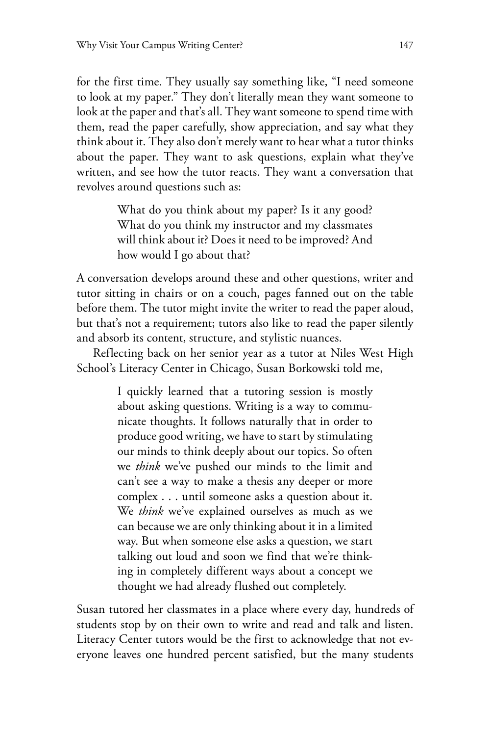for the first time. They usually say something like, "I need someone to look at my paper." They don't literally mean they want someone to look at the paper and that's all. They want someone to spend time with them, read the paper carefully, show appreciation, and say what they think about it. They also don't merely want to hear what a tutor thinks about the paper. They want to ask questions, explain what they've written, and see how the tutor reacts. They want a conversation that revolves around questions such as:

> What do you think about my paper? Is it any good? What do you think my instructor and my classmates will think about it? Does it need to be improved? And how would I go about that?

A conversation develops around these and other questions, writer and tutor sitting in chairs or on a couch, pages fanned out on the table before them. The tutor might invite the writer to read the paper aloud, but that's not a requirement; tutors also like to read the paper silently and absorb its content, structure, and stylistic nuances.

Reflecting back on her senior year as a tutor at Niles West High School's Literacy Center in Chicago, Susan Borkowski told me,

> I quickly learned that a tutoring session is mostly about asking questions. Writing is a way to communicate thoughts. It follows naturally that in order to produce good writing, we have to start by stimulating our minds to think deeply about our topics. So often we *think* we've pushed our minds to the limit and can't see a way to make a thesis any deeper or more complex . . . until someone asks a question about it. We *think* we've explained ourselves as much as we can because we are only thinking about it in a limited way. But when someone else asks a question, we start talking out loud and soon we find that we're thinking in completely different ways about a concept we thought we had already flushed out completely.

Susan tutored her classmates in a place where every day, hundreds of students stop by on their own to write and read and talk and listen. Literacy Center tutors would be the first to acknowledge that not everyone leaves one hundred percent satisfied, but the many students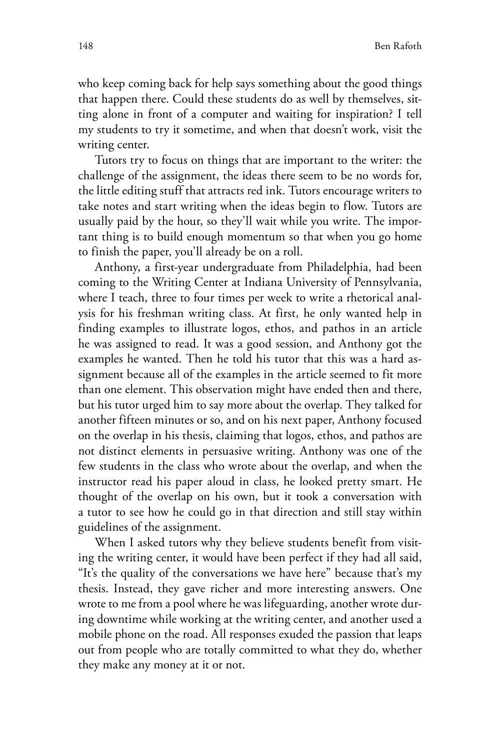who keep coming back for help says something about the good things that happen there. Could these students do as well by themselves, sitting alone in front of a computer and waiting for inspiration? I tell my students to try it sometime, and when that doesn't work, visit the writing center.

Tutors try to focus on things that are important to the writer: the challenge of the assignment, the ideas there seem to be no words for, the little editing stuff that attracts red ink. Tutors encourage writers to take notes and start writing when the ideas begin to flow. Tutors are usually paid by the hour, so they'll wait while you write. The important thing is to build enough momentum so that when you go home to finish the paper, you'll already be on a roll.

Anthony, a first-year undergraduate from Philadelphia, had been coming to the Writing Center at Indiana University of Pennsylvania, where I teach, three to four times per week to write a rhetorical analysis for his freshman writing class. At first, he only wanted help in finding examples to illustrate logos, ethos, and pathos in an article he was assigned to read. It was a good session, and Anthony got the examples he wanted. Then he told his tutor that this was a hard assignment because all of the examples in the article seemed to fit more than one element. This observation might have ended then and there, but his tutor urged him to say more about the overlap. They talked for another fifteen minutes or so, and on his next paper, Anthony focused on the overlap in his thesis, claiming that logos, ethos, and pathos are not distinct elements in persuasive writing. Anthony was one of the few students in the class who wrote about the overlap, and when the instructor read his paper aloud in class, he looked pretty smart. He thought of the overlap on his own, but it took a conversation with a tutor to see how he could go in that direction and still stay within guidelines of the assignment.

When I asked tutors why they believe students benefit from visiting the writing center, it would have been perfect if they had all said, "It's the quality of the conversations we have here" because that's my thesis. Instead, they gave richer and more interesting answers. One wrote to me from a pool where he was lifeguarding, another wrote during downtime while working at the writing center, and another used a mobile phone on the road. All responses exuded the passion that leaps out from people who are totally committed to what they do, whether they make any money at it or not.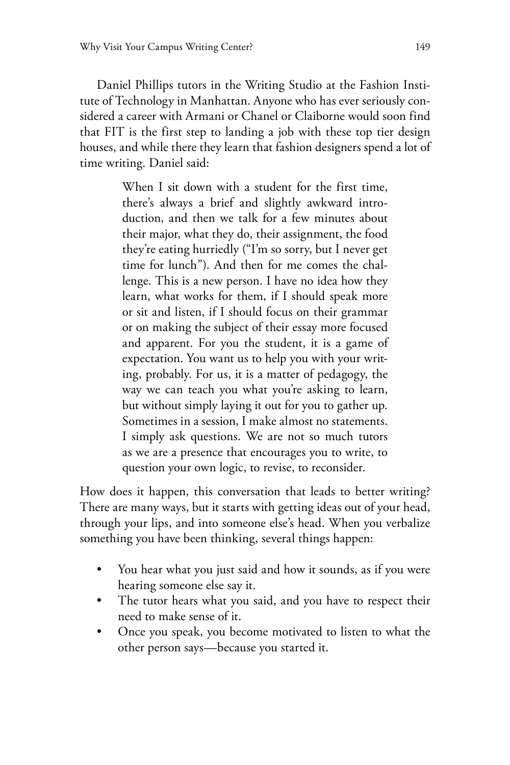Daniel Phillips tutors in the Writing Studio at the Fashion Institute of Technology in Manhattan. Anyone who has ever seriously considered a career with Armani or Chanel or Claiborne would soon find that FIT is the first step to landing a job with these top tier design houses, and while there they learn that fashion designers spend a lot of time writing. Daniel said:

> When I sit down with a student for the first time, there's always a brief and slightly awkward introduction, and then we talk for a few minutes about their major, what they do, their assignment, the food they're eating hurriedly ("I'm so sorry, but I never get time for lunch"). And then for me comes the challenge. This is a new person. I have no idea how they learn, what works for them, if I should speak more or sit and listen, if I should focus on their grammar or on making the subject of their essay more focused and apparent. For you the student, it is a game of expectation. You want us to help you with your writing, probably. For us, it is a matter of pedagogy, the way we can teach you what you're asking to learn, but without simply laying it out for you to gather up. Sometimes in a session, I make almost no statements. I simply ask questions. We are not so much tutors as we are a presence that encourages you to write, to question your own logic, to revise, to reconsider.

How does it happen, this conversation that leads to better writing? There are many ways, but it starts with getting ideas out of your head, through your lips, and into someone else's head. When you verbalize something you have been thinking, several things happen:

- You hear what you just said and how it sounds, as if you were hearing someone else say it.
- The tutor hears what you said, and you have to respect their need to make sense of it.
- Once you speak, you become motivated to listen to what the other person says—because you started it.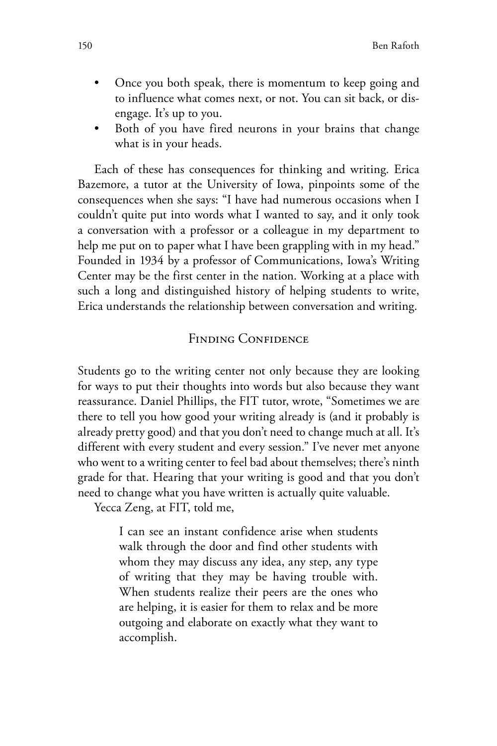- Once you both speak, there is momentum to keep going and to influence what comes next, or not. You can sit back, or disengage. It's up to you.
- Both of you have fired neurons in your brains that change what is in your heads.

Each of these has consequences for thinking and writing. Erica Bazemore, a tutor at the University of Iowa, pinpoints some of the consequences when she says: "I have had numerous occasions when I couldn't quite put into words what I wanted to say, and it only took a conversation with a professor or a colleague in my department to help me put on to paper what I have been grappling with in my head." Founded in 1934 by a professor of Communications, Iowa's Writing Center may be the first center in the nation. Working at a place with such a long and distinguished history of helping students to write, Erica understands the relationship between conversation and writing.

## Finding Confidence

Students go to the writing center not only because they are looking for ways to put their thoughts into words but also because they want reassurance. Daniel Phillips, the FIT tutor, wrote, "Sometimes we are there to tell you how good your writing already is (and it probably is already pretty good) and that you don't need to change much at all. It's different with every student and every session." I've never met anyone who went to a writing center to feel bad about themselves; there's ninth grade for that. Hearing that your writing is good and that you don't need to change what you have written is actually quite valuable.

Yecca Zeng, at FIT, told me,

> I can see an instant confidence arise when students walk through the door and find other students with whom they may discuss any idea, any step, any type of writing that they may be having trouble with. When students realize their peers are the ones who are helping, it is easier for them to relax and be more outgoing and elaborate on exactly what they want to accomplish.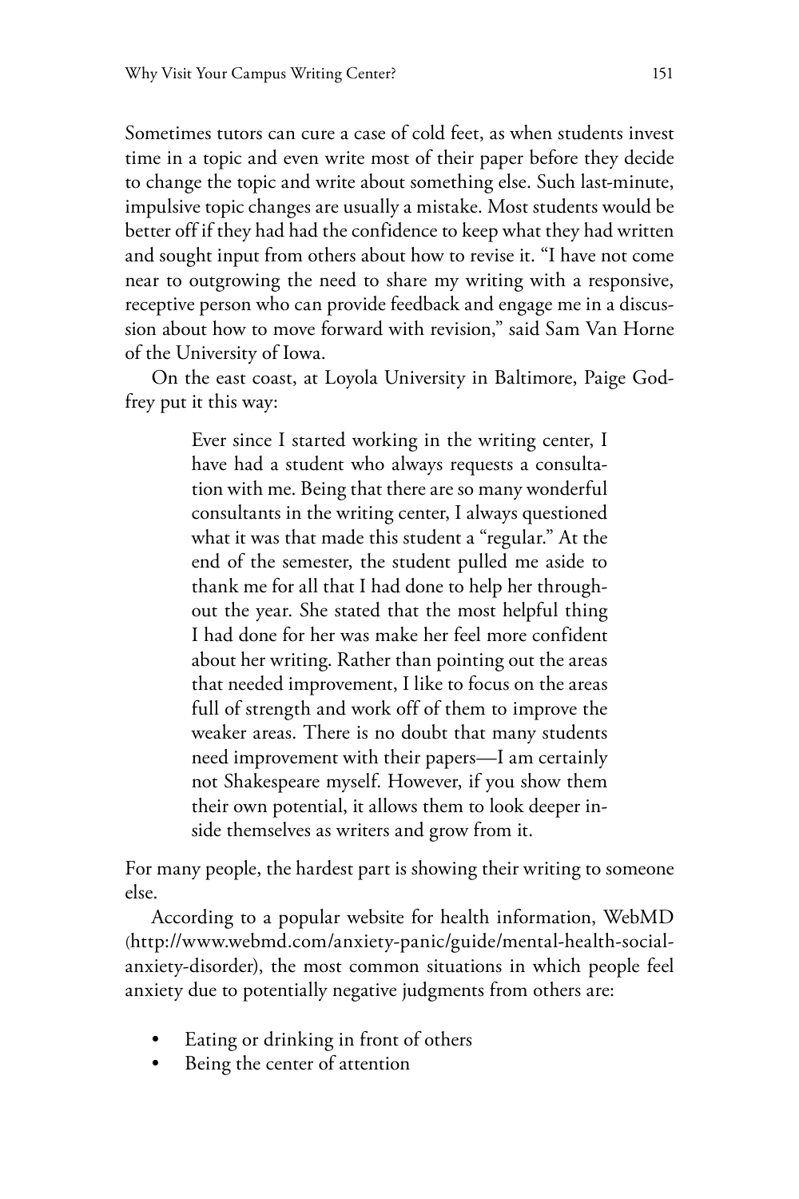Sometimes tutors can cure a case of cold feet, as when students invest time in a topic and even write most of their paper before they decide to change the topic and write about something else. Such last-minute, impulsive topic changes are usually a mistake. Most students would be better off if they had had the confidence to keep what they had written and sought input from others about how to revise it. "I have not come near to outgrowing the need to share my writing with a responsive, receptive person who can provide feedback and engage me in a discussion about how to move forward with revision," said Sam Van Horne of the University of Iowa.

On the east coast, at Loyola University in Baltimore, Paige Godfrey put it this way:

> Ever since I started working in the writing center, I have had a student who always requests a consultation with me. Being that there are so many wonderful consultants in the writing center, I always questioned what it was that made this student a "regular." At the end of the semester, the student pulled me aside to thank me for all that I had done to help her throughout the year. She stated that the most helpful thing I had done for her was make her feel more confident about her writing. Rather than pointing out the areas that needed improvement, I like to focus on the areas full of strength and work off of them to improve the weaker areas. There is no doubt that many students need improvement with their papers—I am certainly not Shakespeare myself. However, if you show them their own potential, it allows them to look deeper inside themselves as writers and grow from it.

For many people, the hardest part is showing their writing to someone else.

According to a popular website for health information, WebMD (http://www.webmd.com/anxiety-panic/guide/mental-health-social-anxiety-disorder), the most common situations in which people feel anxiety due to potentially negative judgments from others are:

- Eating or drinking in front of others
- Being the center of attention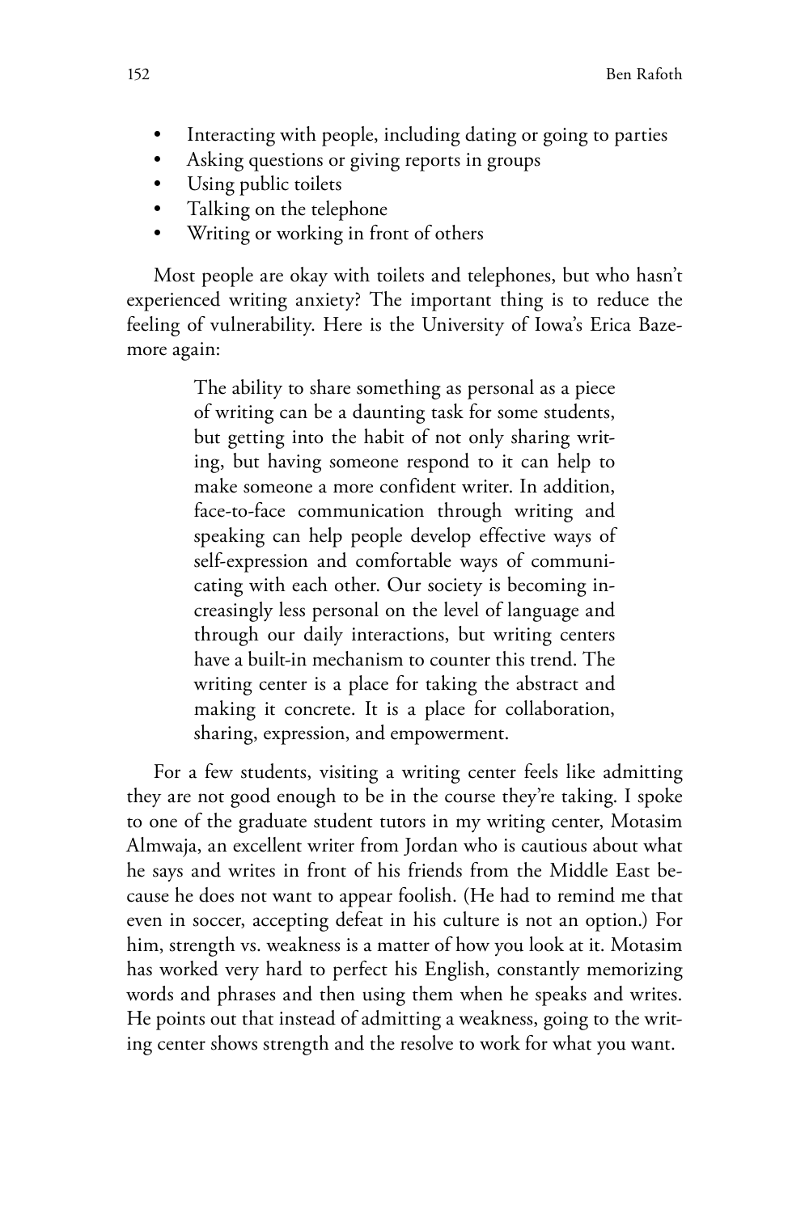- Interacting with people, including dating or going to parties
- Asking questions or giving reports in groups
- Using public toilets
- Talking on the telephone
- Writing or working in front of others

Most people are okay with toilets and telephones, but who hasn't experienced writing anxiety? The important thing is to reduce the feeling of vulnerability. Here is the University of Iowa's Erica Bazemore again:

> The ability to share something as personal as a piece of writing can be a daunting task for some students, but getting into the habit of not only sharing writing, but having someone respond to it can help to make someone a more confident writer. In addition, face-to-face communication through writing and speaking can help people develop effective ways of self-expression and comfortable ways of communicating with each other. Our society is becoming increasingly less personal on the level of language and through our daily interactions, but writing centers have a built-in mechanism to counter this trend. The writing center is a place for taking the abstract and making it concrete. It is a place for collaboration, sharing, expression, and empowerment.

For a few students, visiting a writing center feels like admitting they are not good enough to be in the course they're taking. I spoke to one of the graduate student tutors in my writing center, Motasim Almwaja, an excellent writer from Jordan who is cautious about what he says and writes in front of his friends from the Middle East because he does not want to appear foolish. (He had to remind me that even in soccer, accepting defeat in his culture is not an option.) For him, strength vs. weakness is a matter of how you look at it. Motasim has worked very hard to perfect his English, constantly memorizing words and phrases and then using them when he speaks and writes. He points out that instead of admitting a weakness, going to the writing center shows strength and the resolve to work for what you want.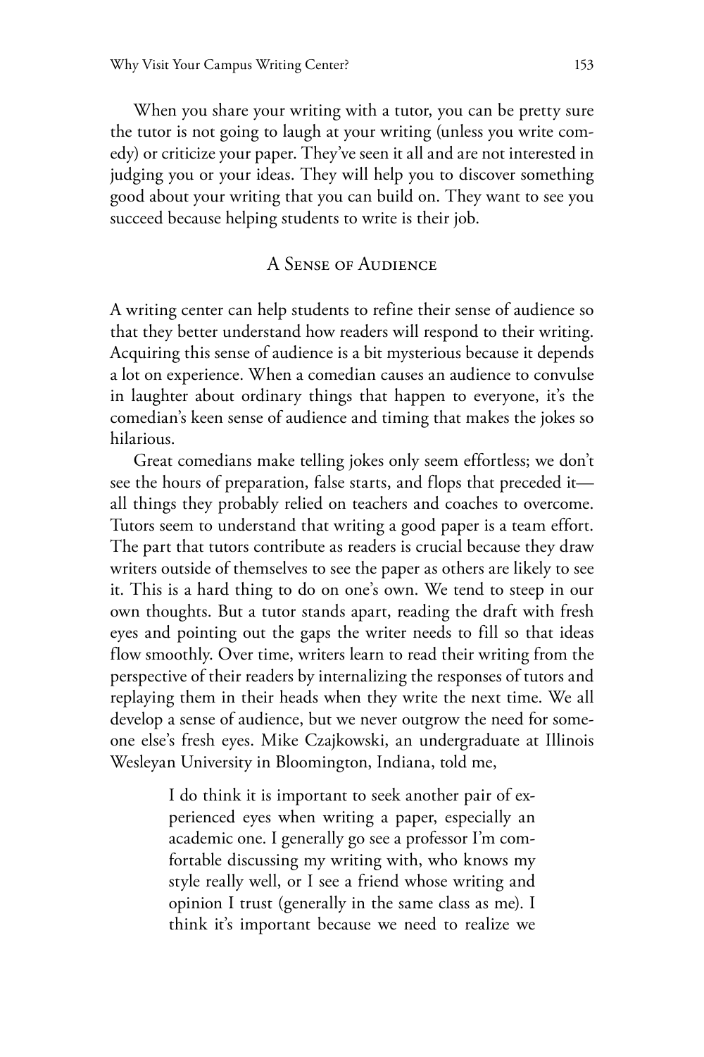When you share your writing with a tutor, you can be pretty sure the tutor is not going to laugh at your writing (unless you write comedy) or criticize your paper. They've seen it all and are not interested in judging you or your ideas. They will help you to discover something good about your writing that you can build on. They want to see you succeed because helping students to write is their job.

## A Sense of Audience

A writing center can help students to refine their sense of audience so that they better understand how readers will respond to their writing. Acquiring this sense of audience is a bit mysterious because it depends a lot on experience. When a comedian causes an audience to convulse in laughter about ordinary things that happen to everyone, it's the comedian's keen sense of audience and timing that makes the jokes so hilarious.

Great comedians make telling jokes only seem effortless; we don't see the hours of preparation, false starts, and flops that preceded it—all things they probably relied on teachers and coaches to overcome. Tutors seem to understand that writing a good paper is a team effort. The part that tutors contribute as readers is crucial because they draw writers outside of themselves to see the paper as others are likely to see it. This is a hard thing to do on one's own. We tend to steep in our own thoughts. But a tutor stands apart, reading the draft with fresh eyes and pointing out the gaps the writer needs to fill so that ideas flow smoothly. Over time, writers learn to read their writing from the perspective of their readers by internalizing the responses of tutors and replaying them in their heads when they write the next time. We all develop a sense of audience, but we never outgrow the need for someone else's fresh eyes. Mike Czajkowski, an undergraduate at Illinois Wesleyan University in Bloomington, Indiana, told me,

> I do think it is important to seek another pair of experienced eyes when writing a paper, especially an academic one. I generally go see a professor I'm comfortable discussing my writing with, who knows my style really well, or I see a friend whose writing and opinion I trust (generally in the same class as me). I think it's important because we need to realize we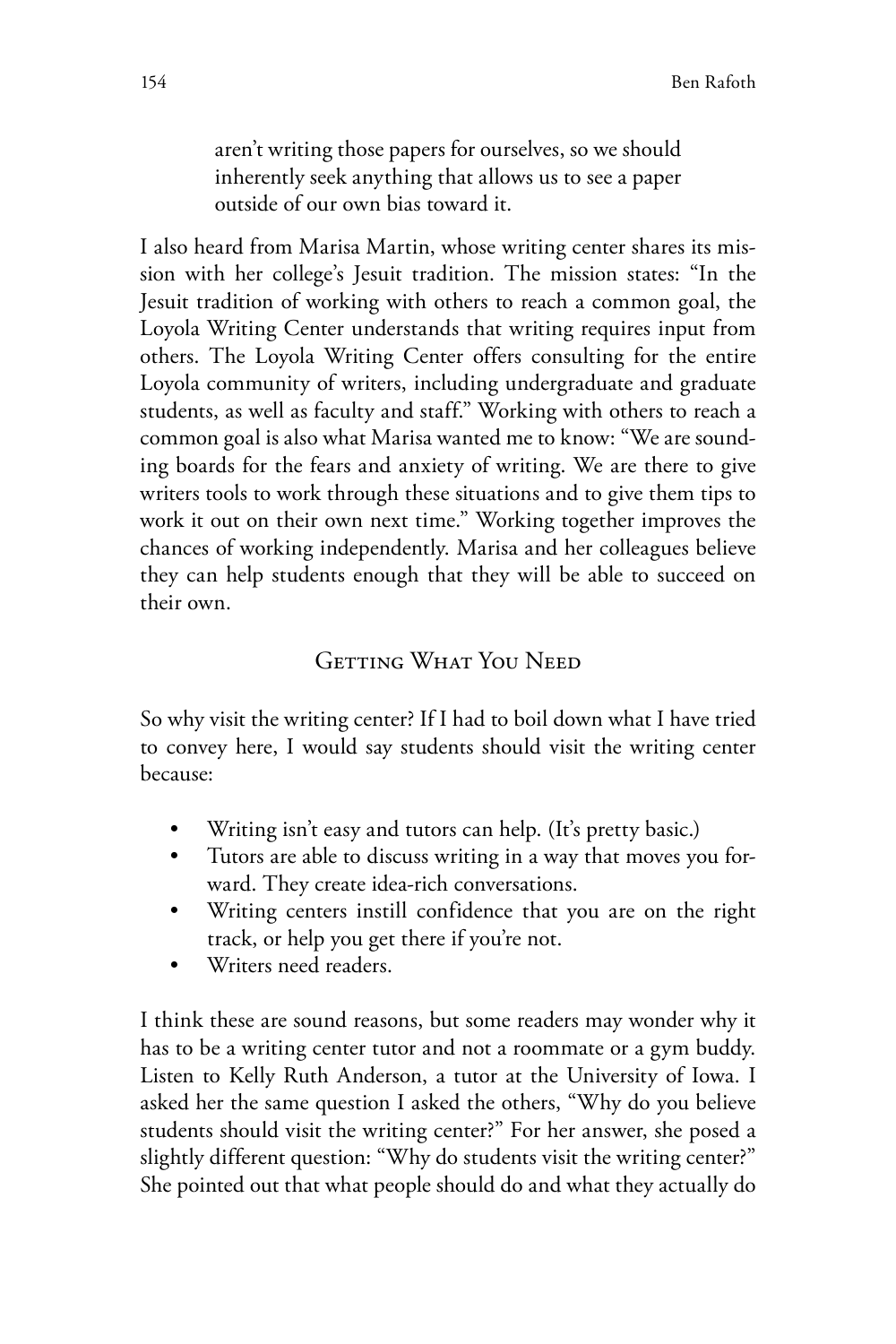> aren't writing those papers for ourselves, so we should inherently seek anything that allows us to see a paper outside of our own bias toward it.

I also heard from Marisa Martin, whose writing center shares its mission with her college's Jesuit tradition. The mission states: "In the Jesuit tradition of working with others to reach a common goal, the Loyola Writing Center understands that writing requires input from others. The Loyola Writing Center offers consulting for the entire Loyola community of writers, including undergraduate and graduate students, as well as faculty and staff." Working with others to reach a common goal is also what Marisa wanted me to know: "We are sounding boards for the fears and anxiety of writing. We are there to give writers tools to work through these situations and to give them tips to work it out on their own next time." Working together improves the chances of working independently. Marisa and her colleagues believe they can help students enough that they will be able to succeed on their own.

## Getting What You Need

So why visit the writing center? If I had to boil down what I have tried to convey here, I would say students should visit the writing center because:

- Writing isn't easy and tutors can help. (It's pretty basic.)
- Tutors are able to discuss writing in a way that moves you forward. They create idea-rich conversations.
- Writing centers instill confidence that you are on the right track, or help you get there if you're not.
- Writers need readers.

I think these are sound reasons, but some readers may wonder why it has to be a writing center tutor and not a roommate or a gym buddy. Listen to Kelly Ruth Anderson, a tutor at the University of Iowa. I asked her the same question I asked the others, "Why do you believe students should visit the writing center?" For her answer, she posed a slightly different question: "Why do students visit the writing center?" She pointed out that what people should do and what they actually do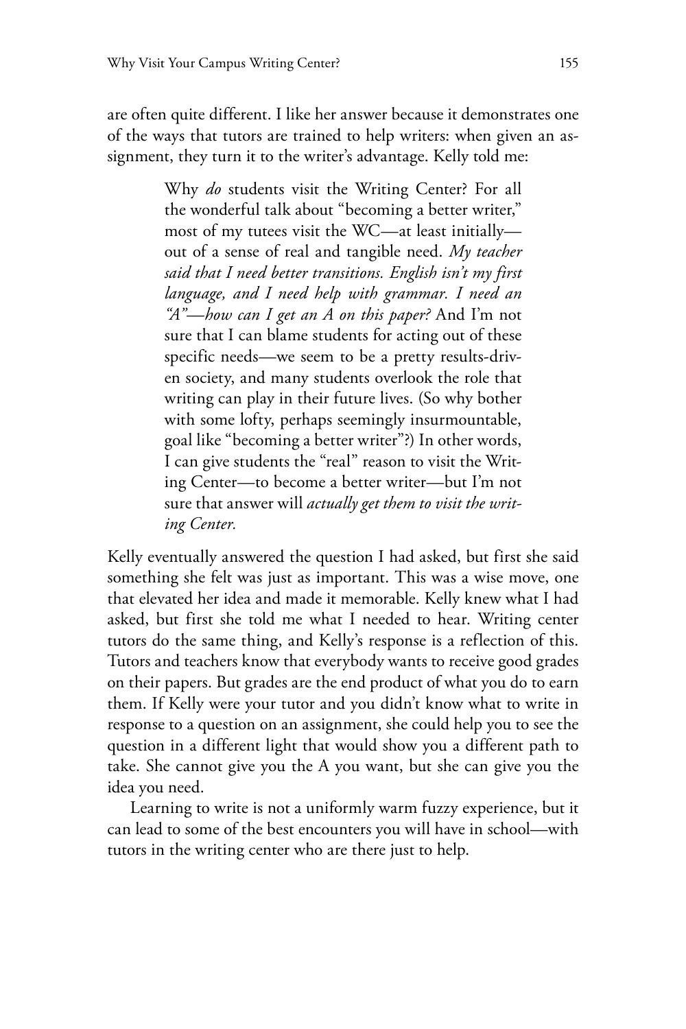are often quite different. I like her answer because it demonstrates one of the ways that tutors are trained to help writers: when given an assignment, they turn it to the writer's advantage. Kelly told me:

> Why *do* students visit the Writing Center? For all the wonderful talk about "becoming a better writer," most of my tutees visit the WC—at least initially—out of a sense of real and tangible need. *My teacher said that I need better transitions. English isn't my first language, and I need help with grammar. I need an "A"—how can I get an A on this paper?* And I'm not sure that I can blame students for acting out of these specific needs—we seem to be a pretty results-driven society, and many students overlook the role that writing can play in their future lives. (So why bother with some lofty, perhaps seemingly insurmountable, goal like "becoming a better writer"?) In other words, I can give students the "real" reason to visit the Writing Center—to become a better writer—but I'm not sure that answer will *actually get them to visit the writing Center.*

Kelly eventually answered the question I had asked, but first she said something she felt was just as important. This was a wise move, one that elevated her idea and made it memorable. Kelly knew what I had asked, but first she told me what I needed to hear. Writing center tutors do the same thing, and Kelly's response is a reflection of this. Tutors and teachers know that everybody wants to receive good grades on their papers. But grades are the end product of what you do to earn them. If Kelly were your tutor and you didn't know what to write in response to a question on an assignment, she could help you to see the question in a different light that would show you a different path to take. She cannot give you the A you want, but she can give you the idea you need.

Learning to write is not a uniformly warm fuzzy experience, but it can lead to some of the best encounters you will have in school—with tutors in the writing center who are there just to help.